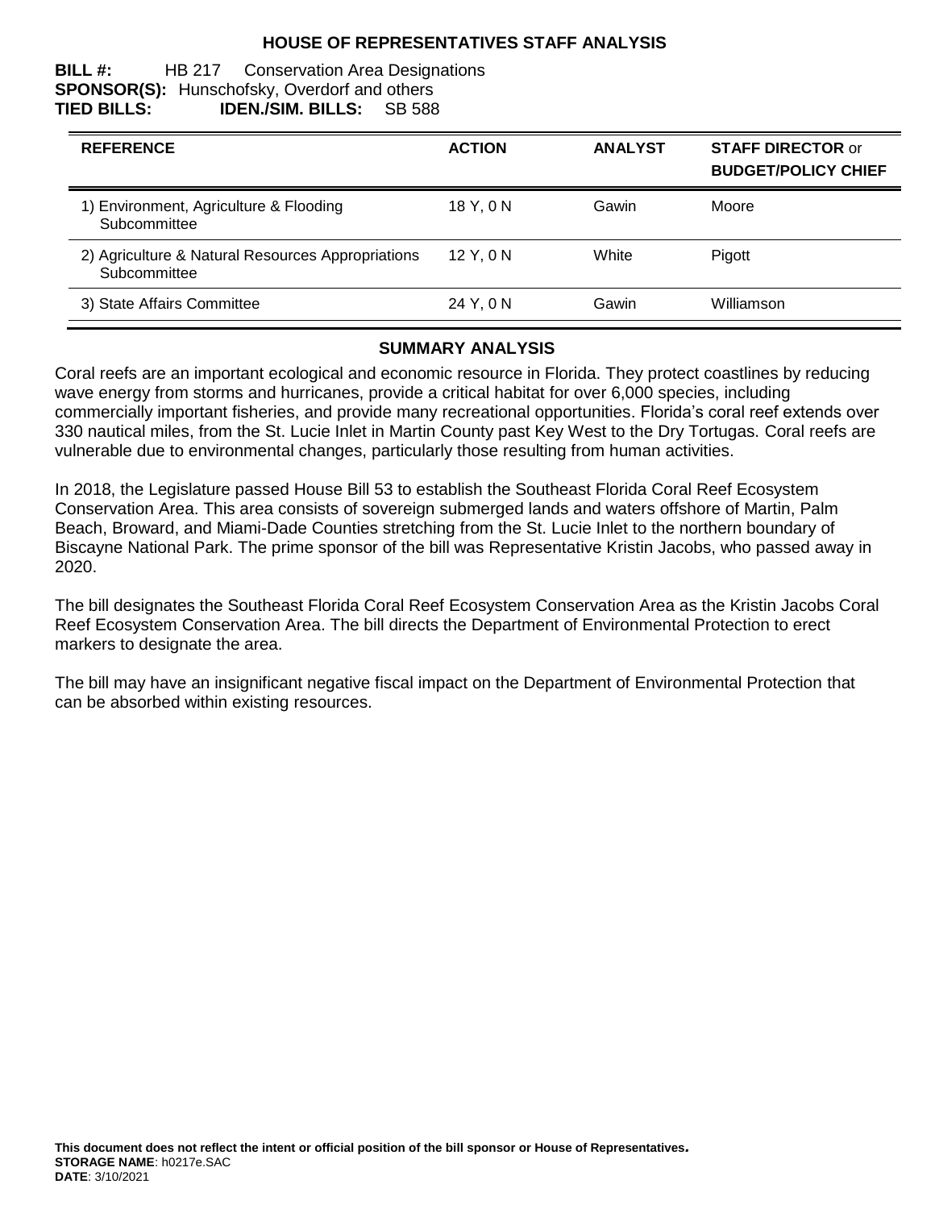# HOUSE OF REPRESENTATIVES STAFF ANALYSIS

**BILL #:** HB 217 Conservation Area Designations
**SPONSOR(S):** Hunschofsky, Overdorf and others
**TIED BILLS:** **IDEN./SIM. BILLS:** SB 588

| REFERENCE | ACTION | ANALYST | STAFF DIRECTOR or BUDGET/POLICY CHIEF |
|---|---|---|---|
| 1) Environment, Agriculture & Flooding Subcommittee | 18 Y, 0 N | Gawin | Moore |
| 2) Agriculture & Natural Resources Appropriations Subcommittee | 12 Y, 0 N | White | Pigott |
| 3) State Affairs Committee | 24 Y, 0 N | Gawin | Williamson |

## SUMMARY ANALYSIS

Coral reefs are an important ecological and economic resource in Florida. They protect coastlines by reducing wave energy from storms and hurricanes, provide a critical habitat for over 6,000 species, including commercially important fisheries, and provide many recreational opportunities. Florida's coral reef extends over 330 nautical miles, from the St. Lucie Inlet in Martin County past Key West to the Dry Tortugas. Coral reefs are vulnerable due to environmental changes, particularly those resulting from human activities.

In 2018, the Legislature passed House Bill 53 to establish the Southeast Florida Coral Reef Ecosystem Conservation Area. This area consists of sovereign submerged lands and waters offshore of Martin, Palm Beach, Broward, and Miami-Dade Counties stretching from the St. Lucie Inlet to the northern boundary of Biscayne National Park. The prime sponsor of the bill was Representative Kristin Jacobs, who passed away in 2020.

The bill designates the Southeast Florida Coral Reef Ecosystem Conservation Area as the Kristin Jacobs Coral Reef Ecosystem Conservation Area. The bill directs the Department of Environmental Protection to erect markers to designate the area.

The bill may have an insignificant negative fiscal impact on the Department of Environmental Protection that can be absorbed within existing resources.

**This document does not reflect the intent or official position of the bill sponsor or House of Representatives.**
**STORAGE NAME**: h0217e.SAC
**DATE**: 3/10/2021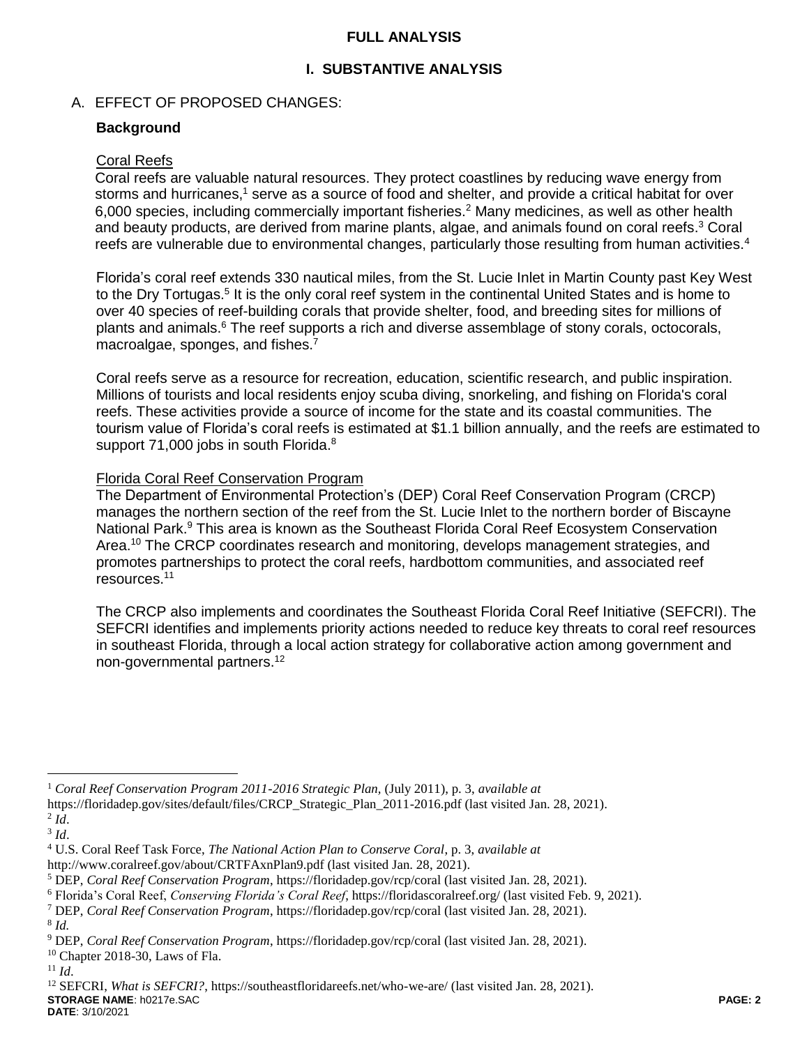**FULL ANALYSIS**

## I. SUBSTANTIVE ANALYSIS

### A. EFFECT OF PROPOSED CHANGES:

**Background**

Coral Reefs

Coral reefs are valuable natural resources. They protect coastlines by reducing wave energy from storms and hurricanes,[1] serve as a source of food and shelter, and provide a critical habitat for over 6,000 species, including commercially important fisheries.[2] Many medicines, as well as other health and beauty products, are derived from marine plants, algae, and animals found on coral reefs.[3] Coral reefs are vulnerable due to environmental changes, particularly those resulting from human activities.[4]

Florida's coral reef extends 330 nautical miles, from the St. Lucie Inlet in Martin County past Key West to the Dry Tortugas.[5] It is the only coral reef system in the continental United States and is home to over 40 species of reef-building corals that provide shelter, food, and breeding sites for millions of plants and animals.[6] The reef supports a rich and diverse assemblage of stony corals, octocorals, macroalgae, sponges, and fishes.[7]

Coral reefs serve as a resource for recreation, education, scientific research, and public inspiration. Millions of tourists and local residents enjoy scuba diving, snorkeling, and fishing on Florida's coral reefs. These activities provide a source of income for the state and its coastal communities. The tourism value of Florida's coral reefs is estimated at $1.1 billion annually, and the reefs are estimated to support 71,000 jobs in south Florida.[8]

Florida Coral Reef Conservation Program

The Department of Environmental Protection's (DEP) Coral Reef Conservation Program (CRCP) manages the northern section of the reef from the St. Lucie Inlet to the northern border of Biscayne National Park.[9] This area is known as the Southeast Florida Coral Reef Ecosystem Conservation Area.[10] The CRCP coordinates research and monitoring, develops management strategies, and promotes partnerships to protect the coral reefs, hardbottom communities, and associated reef resources.[11]

The CRCP also implements and coordinates the Southeast Florida Coral Reef Initiative (SEFCRI). The SEFCRI identifies and implements priority actions needed to reduce key threats to coral reef resources in southeast Florida, through a local action strategy for collaborative action among government and non-governmental partners.[12]

---

[1] *Coral Reef Conservation Program 2011-2016 Strategic Plan*, (July 2011), p. 3, *available at* https://floridadep.gov/sites/default/files/CRCP_Strategic_Plan_2011-2016.pdf (last visited Jan. 28, 2021).

[2] *Id*.

[3] *Id*.

[4] U.S. Coral Reef Task Force, *The National Action Plan to Conserve Coral*, p. 3, *available at* http://www.coralreef.gov/about/CRTFAxnPlan9.pdf (last visited Jan. 28, 2021).

[5] DEP, *Coral Reef Conservation Program*, https://floridadep.gov/rcp/coral (last visited Jan. 28, 2021).

[6] Florida's Coral Reef, *Conserving Florida's Coral Reef*, https://floridascoralreef.org/ (last visited Feb. 9, 2021).

[7] DEP, *Coral Reef Conservation Program*, https://floridadep.gov/rcp/coral (last visited Jan. 28, 2021).

[8] *Id.*

[9] DEP, *Coral Reef Conservation Program*, https://floridadep.gov/rcp/coral (last visited Jan. 28, 2021).

[10] Chapter 2018-30, Laws of Fla.

[11] *Id*.

[12] SEFCRI, *What is SEFCRI?*, https://southeastfloridareefs.net/who-we-are/ (last visited Jan. 28, 2021).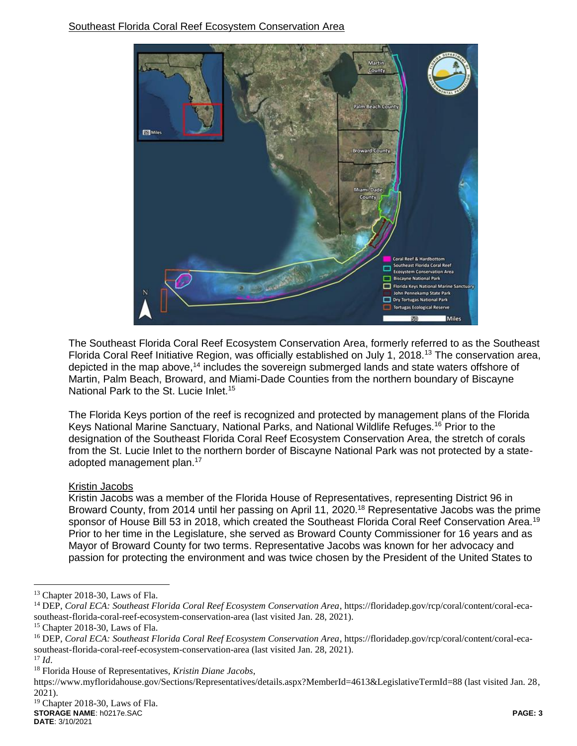Southeast Florida Coral Reef Ecosystem Conservation Area

The Southeast Florida Coral Reef Ecosystem Conservation Area, formerly referred to as the Southeast Florida Coral Reef Initiative Region, was officially established on July 1, 2018.[13] The conservation area, depicted in the map above,[14] includes the sovereign submerged lands and state waters offshore of Martin, Palm Beach, Broward, and Miami-Dade Counties from the northern boundary of Biscayne National Park to the St. Lucie Inlet.[15]

The Florida Keys portion of the reef is recognized and protected by management plans of the Florida Keys National Marine Sanctuary, National Parks, and National Wildlife Refuges.[16] Prior to the designation of the Southeast Florida Coral Reef Ecosystem Conservation Area, the stretch of corals from the St. Lucie Inlet to the northern border of Biscayne National Park was not protected by a state-adopted management plan.[17]

Kristin Jacobs

Kristin Jacobs was a member of the Florida House of Representatives, representing District 96 in Broward County, from 2014 until her passing on April 11, 2020.[18] Representative Jacobs was the prime sponsor of House Bill 53 in 2018, which created the Southeast Florida Coral Reef Conservation Area.[19] Prior to her time in the Legislature, she served as Broward County Commissioner for 16 years and as Mayor of Broward County for two terms. Representative Jacobs was known for her advocacy and passion for protecting the environment and was twice chosen by the President of the United States to

---

[13] Chapter 2018-30, Laws of Fla.

[14] DEP, *Coral ECA: Southeast Florida Coral Reef Ecosystem Conservation Area*, https://floridadep.gov/rcp/coral/content/coral-eca-southeast-florida-coral-reef-ecosystem-conservation-area (last visited Jan. 28, 2021).

[15] Chapter 2018-30, Laws of Fla.

[16] DEP, *Coral ECA: Southeast Florida Coral Reef Ecosystem Conservation Area*, https://floridadep.gov/rcp/coral/content/coral-eca-southeast-florida-coral-reef-ecosystem-conservation-area (last visited Jan. 28, 2021).

[17] *Id.*

[18] Florida House of Representatives, *Kristin Diane Jacobs*, https://www.myfloridahouse.gov/Sections/Representatives/details.aspx?MemberId=4613&LegislativeTermId=88 (last visited Jan. 28, 2021).

[19] Chapter 2018-30, Laws of Fla.

**STORAGE NAME**: h0217e.SAC
**DATE**: 3/10/2021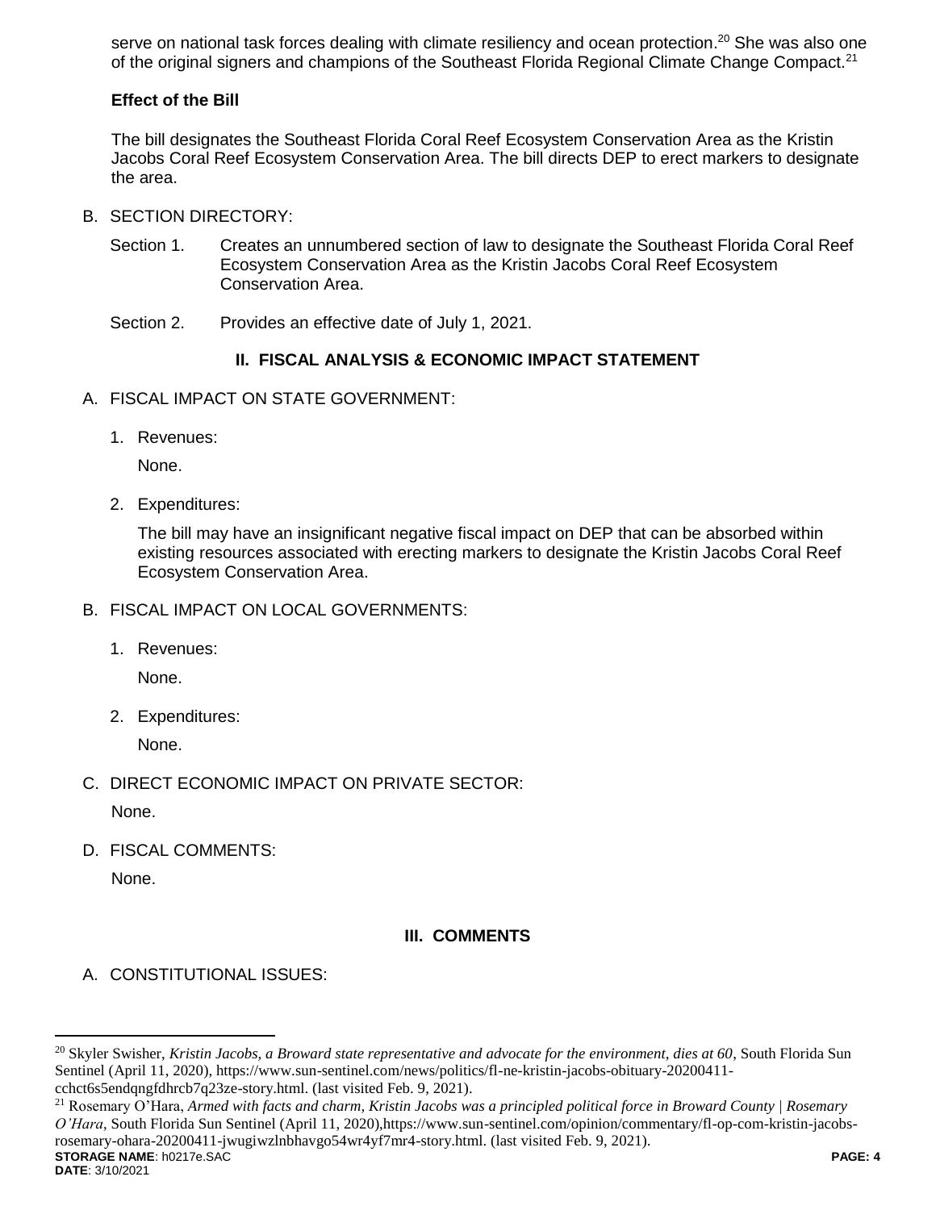serve on national task forces dealing with climate resiliency and ocean protection.[20] She was also one of the original signers and champions of the Southeast Florida Regional Climate Change Compact.[21]

**Effect of the Bill**

The bill designates the Southeast Florida Coral Reef Ecosystem Conservation Area as the Kristin Jacobs Coral Reef Ecosystem Conservation Area. The bill directs DEP to erect markers to designate the area.

B. SECTION DIRECTORY:

Section 1. Creates an unnumbered section of law to designate the Southeast Florida Coral Reef Ecosystem Conservation Area as the Kristin Jacobs Coral Reef Ecosystem Conservation Area.

Section 2. Provides an effective date of July 1, 2021.

## II. FISCAL ANALYSIS & ECONOMIC IMPACT STATEMENT

A. FISCAL IMPACT ON STATE GOVERNMENT:

1. Revenues:

   None.

2. Expenditures:

   The bill may have an insignificant negative fiscal impact on DEP that can be absorbed within existing resources associated with erecting markers to designate the Kristin Jacobs Coral Reef Ecosystem Conservation Area.

B. FISCAL IMPACT ON LOCAL GOVERNMENTS:

1. Revenues:

   None.

2. Expenditures:

   None.

C. DIRECT ECONOMIC IMPACT ON PRIVATE SECTOR:

None.

D. FISCAL COMMENTS:

None.

## III. COMMENTS

A. CONSTITUTIONAL ISSUES:

---

[20] Skyler Swisher, *Kristin Jacobs, a Broward state representative and advocate for the environment, dies at 60*, South Florida Sun Sentinel (April 11, 2020), https://www.sun-sentinel.com/news/politics/fl-ne-kristin-jacobs-obituary-20200411-cchct6s5endqngfdhrcb7q23ze-story.html. (last visited Feb. 9, 2021).

[21] Rosemary O'Hara, *Armed with facts and charm, Kristin Jacobs was a principled political force in Broward County | Rosemary O'Hara*, South Florida Sun Sentinel (April 11, 2020),https://www.sun-sentinel.com/opinion/commentary/fl-op-com-kristin-jacobs-rosemary-ohara-20200411-jwugiwzlnbhavgo54wr4yf7mr4-story.html. (last visited Feb. 9, 2021).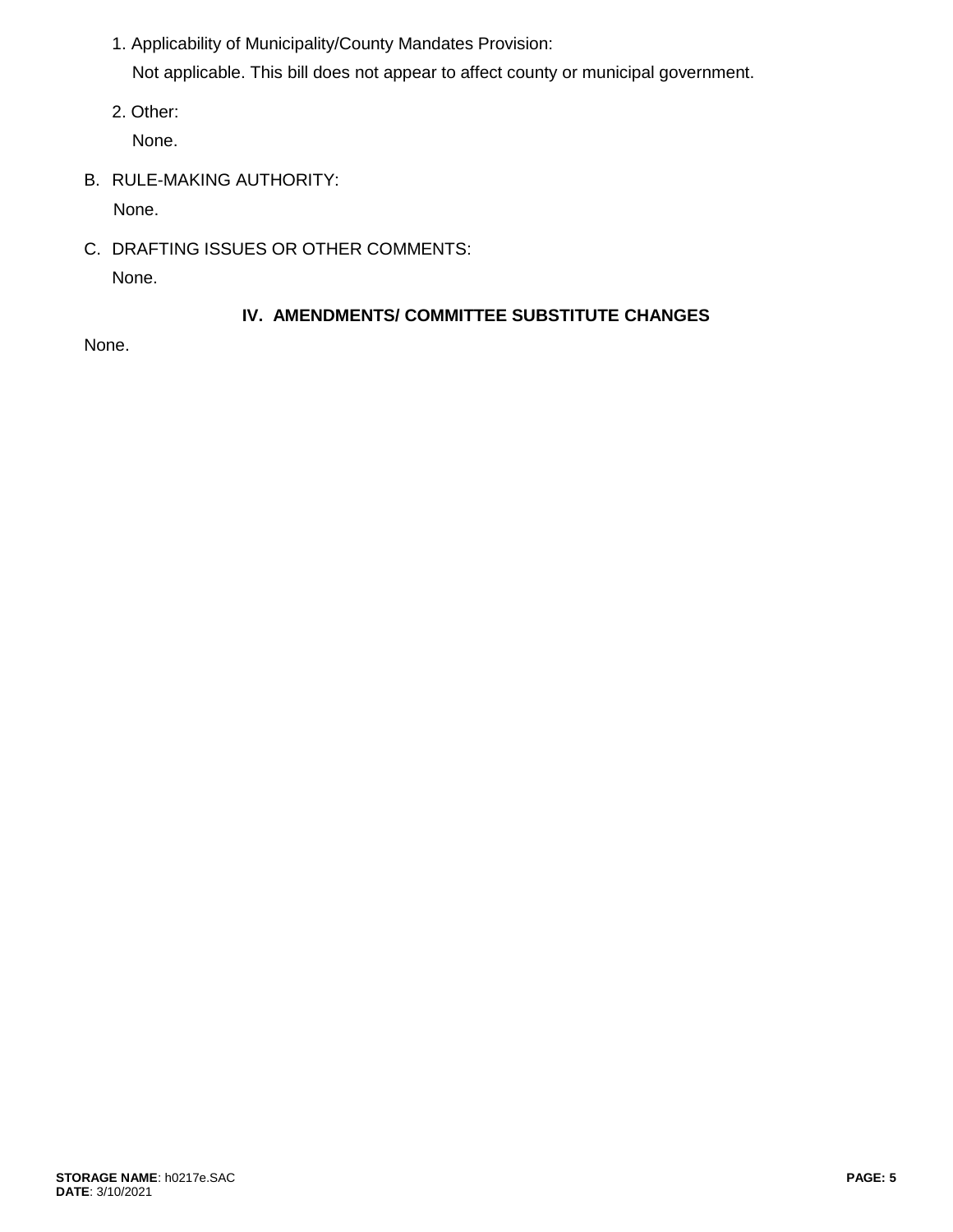1. Applicability of Municipality/County Mandates Provision:

   Not applicable. This bill does not appear to affect county or municipal government.

2. Other:

   None.

B. RULE-MAKING AUTHORITY:

   None.

C. DRAFTING ISSUES OR OTHER COMMENTS:

   None.

## IV. AMENDMENTS/ COMMITTEE SUBSTITUTE CHANGES

None.